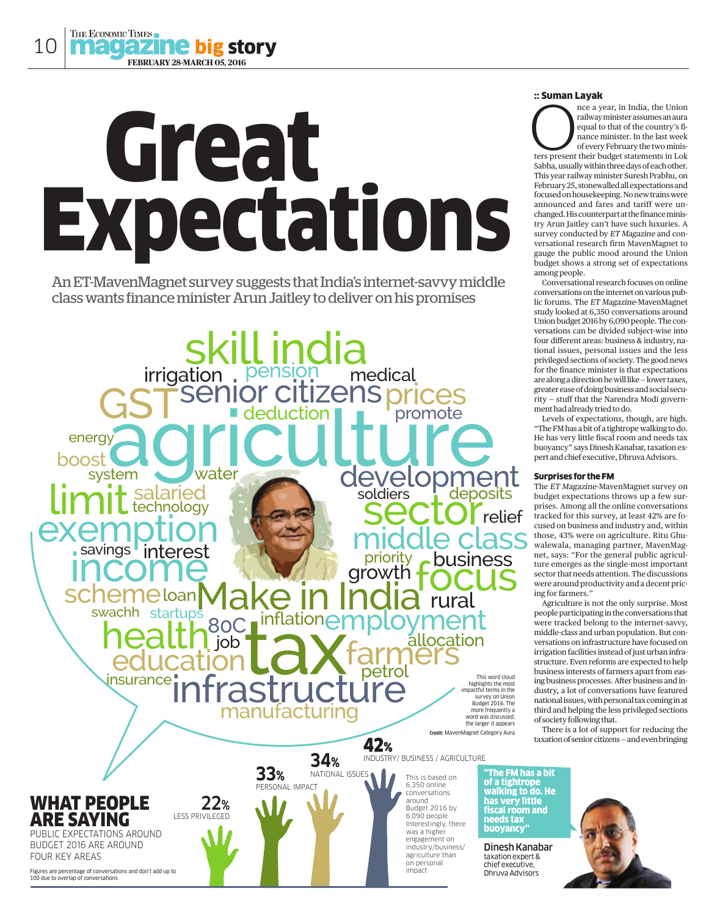# Great Expectations

An ET-MavenMagnet survey suggests that India's internet-savvy middle class wants finance minister Arun Jaitley to deliver on his promises

This word cloud highlights the most impactful terms in the survey on Union Budget 2016. The more frequently a word was discussed, the larger it appears

**Credit:** MavenMagnet Category Aura

:: **Suman Layak**

Once a year, in India, the Union railway minister assumes an aura equal to that of the country's finance minister. In the last week of every February the two ministers present their budget statements in Lok Sabha, usually within three days of each other. This year railway minister Suresh Prabhu, on February 25, stonewalled all expectations and focused on housekeeping. No new trains were announced and fares and tariff were unchanged. His counterpart at the finance ministry Arun Jaitley can't have such luxuries. A survey conducted by *ET Magazine* and conversational research firm MavenMagnet to gauge the public mood around the Union budget shows a strong set of expectations among people.

Conversational research focuses on online conversations on the internet on various public forums. The *ET Magazine*-MavenMagnet study looked at 6,350 conversations around Union budget 2016 by 6,090 people. The conversations can be divided subject-wise into four different areas: business & industry, national issues, personal issues and the less privileged sections of society. The good news for the finance minister is that expectations are along a direction he will like — lower taxes, greater ease of doing business and social security — stuff that the Narendra Modi government had already tried to do.

Levels of expectations, though, are high. "The FM has a bit of a tightrope walking to do. He has very little fiscal room and needs tax buoyancy" says Dinesh Kanabar, taxation expert and chief executive, Dhruva Advisors.

### Surprises for the FM

The *ET Magazine*-MavenMagnet survey on budget expectations throws up a few surprises. Among all the online conversations tracked for this survey, at least 42% are focused on business and industry and, within those, 43% were on agriculture. Ritu Ghuwalewala, managing partner, MavenMagnet, says: "For the general public agriculture emerges as the single-most important sector that needs attention. The discussions were around productivity and a decent pricing for farmers."

Agriculture is not the only surprise. Most people participating in the conversations that were tracked belong to the internet-savvy, middle-class and urban population. But conversations on infrastructure have focused on irrigation facilities instead of just urban infrastructure. Even reforms are expected to help business interests of farmers apart from easing business processes. After business and industry, a lot of conversations have featured national issues, with personal tax coming in at third and helping the less privileged sections of society following that.

There is a lot of support for reducing the taxation of senior citizens — and even bringing

## WHAT PEOPLE ARE SAYING

PUBLIC EXPECTATIONS AROUND BUDGET 2016 ARE AROUND FOUR KEY AREAS

- **42%** INDUSTRY/ BUSINESS / AGRICULTURE
- **34%** NATIONAL ISSUES
- **33%** PERSONAL IMPACT
- **22%** LESS PRIVILEGED

This is based on 6,350 online conversations around Budget 2016 by 6,090 people. Interestingly, there was a higher engagement on industry/business/agriculture than on personal impact

Figures are percentage of conversations and don't add up to 100 due to overlap of conversations

**"The FM has a bit of a tightrope walking to do. He has very little fiscal room and needs tax buoyancy"**

Dinesh Kanabar
taxation expert & chief executive, Dhruva Advisors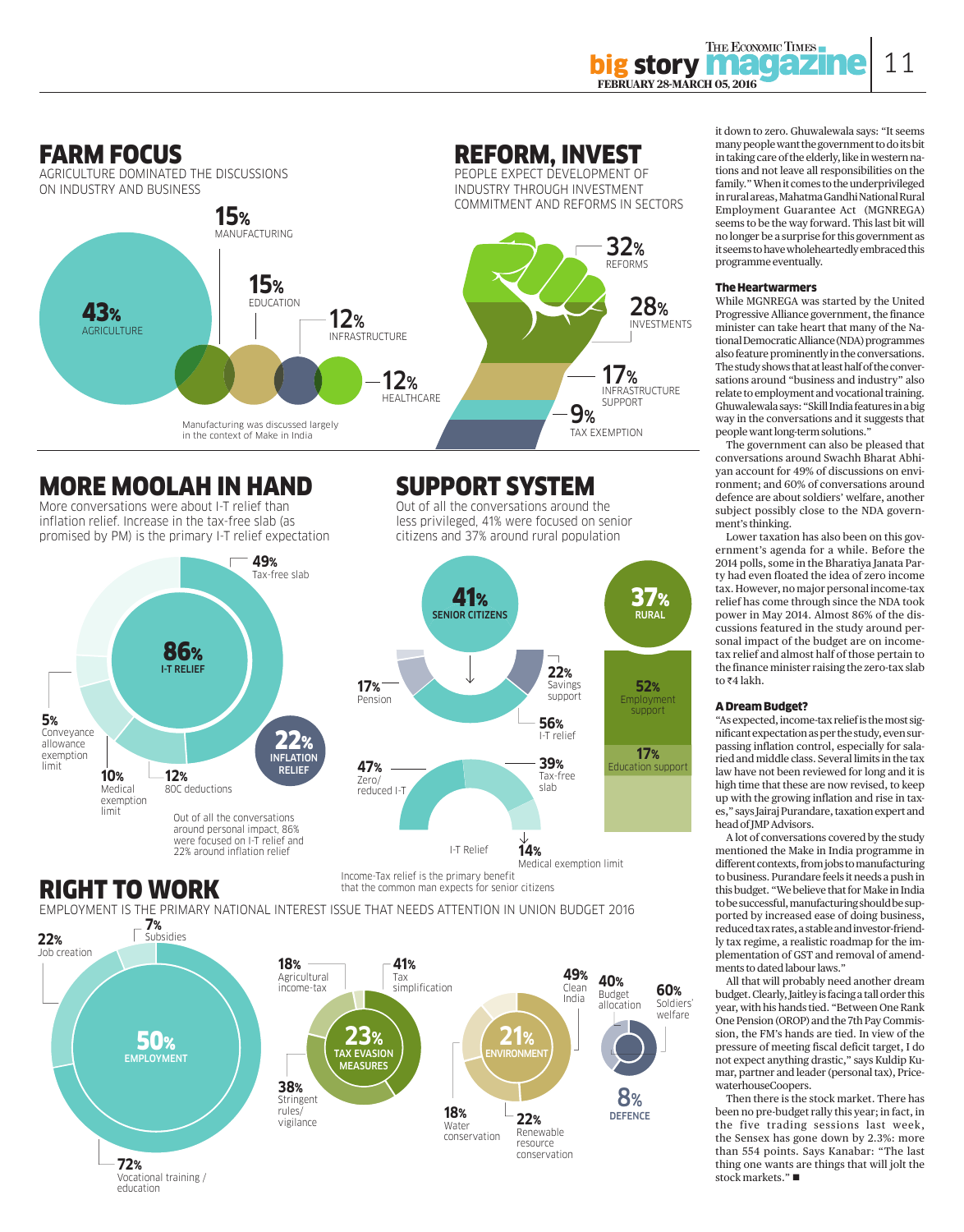## FARM FOCUS

AGRICULTURE DOMINATED THE DISCUSSIONS ON INDUSTRY AND BUSINESS

43% AGRICULTURE

15% MANUFACTURING

15% EDUCATION

12% INFRASTRUCTURE

12% HEALTHCARE

Manufacturing was discussed largely in the context of Make in India

## REFORM, INVEST

PEOPLE EXPECT DEVELOPMENT OF INDUSTRY THROUGH INVESTMENT COMMITMENT AND REFORMS IN SECTORS

32% REFORMS

28% INVESTMENTS

17% INFRASTRUCTURE SUPPORT

9% TAX EXEMPTION

## MORE MOOLAH IN HAND

More conversations were about I-T relief than inflation relief. Increase in the tax-free slab (as promised by PM) is the primary I-T relief expectation

86% I-T RELIEF

22% INFLATION RELIEF

49% Tax-free slab

5% Conveyance allowance exemption limit

10% Medical exemption limit

12% 80C deductions

Out of all the conversations around personal impact, 86% were focused on I-T relief and 22% around inflation relief

## SUPPORT SYSTEM

Out of all the conversations around the less privileged, 41% were focused on senior citizens and 37% around rural population

41% SENIOR CITIZENS

17% Pension

22% Savings support

56% I-T relief

47% Zero/ reduced I-T

39% Tax-free slab

14% Medical exemption limit

I-T Relief

37% RURAL

52% Employment support

17% Education support

Income-Tax relief is the primary benefit that the common man expects for senior citizens

## RIGHT TO WORK

EMPLOYMENT IS THE PRIMARY NATIONAL INTEREST ISSUE THAT NEEDS ATTENTION IN UNION BUDGET 2016

50% EMPLOYMENT

22% Job creation

7% Subsidies

72% Vocational training / education

23% TAX EVASION MEASURES

18% Agricultural income-tax

41% Tax simplification

38% Stringent rules/ vigilance

21% ENVIRONMENT

49% Clean India

18% Water conservation

22% Renewable resource conservation

8% DEFENCE

40% Budget allocation

60% Soldiers' welfare

it down to zero. Ghuwalewala says: "It seems many people want the government to do its bit in taking care of the elderly, like in western nations and not leave all responsibilities on the family." When it comes to the underprivileged in rural areas, Mahatma Gandhi National Rural Employment Guarantee Act (MGNREGA) seems to be the way forward. This last bit will no longer be a surprise for this government as it seems to have wholeheartedly embraced this programme eventually.

### The Heartwarmers

While MGNREGA was started by the United Progressive Alliance government, the finance minister can take heart that many of the National Democratic Alliance (NDA) programmes also feature prominently in the conversations. The study shows that at least half of the conversations around "business and industry" also relate to employment and vocational training. Ghuwalewala says: "Skill India features in a big way in the conversations and it suggests that people want long-term solutions."

The government can also be pleased that conversations around Swachh Bharat Abhiyan account for 49% of discussions on environment; and 60% of conversations around defence are about soldiers' welfare, another subject possibly close to the NDA government's thinking.

Lower taxation has also been on this government's agenda for a while. Before the 2014 polls, some in the Bharatiya Janata Party had even floated the idea of zero income tax. However, no major personal income-tax relief has come through since the NDA took power in May 2014. Almost 86% of the discussions featured in the study around personal impact of the budget are on income-tax relief and almost half of those pertain to the finance minister raising the zero-tax slab to ₹4 lakh.

### A Dream Budget?

"As expected, income-tax relief is the most significant expectation as per the study, even surpassing inflation control, especially for salaried and middle class. Several limits in the tax law have not been reviewed for long and it is high time that these are now revised, to keep up with the growing inflation and rise in taxes," says Jairaj Purandare, taxation expert and head of JMP Advisors.

A lot of conversations covered by the study mentioned the Make in India programme in different contexts, from jobs to manufacturing to business. Purandare feels it needs a push in this budget. "We believe that for Make in India to be successful, manufacturing should be supported by increased ease of doing business, reduced tax rates, a stable and investor-friendly tax regime, a realistic roadmap for the implementation of GST and removal of amendments to dated labour laws."

All that will probably need another dream budget. Clearly, Jaitley is facing a tall order this year, with his hands tied. "Between One Rank One Pension (OROP) and the 7th Pay Commission, the FM's hands are tied. In view of the pressure of meeting fiscal deficit target, I do not expect anything drastic," says Kuldip Kumar, partner and leader (personal tax), PricewaterhouseCoopers.

Then there is the stock market. There has been no pre-budget rally this year; in fact, in the five trading sessions last week, the Sensex has gone down by 2.3%: more than 554 points. Says Kanabar: "The last thing one wants are things that will jolt the stock markets." ■